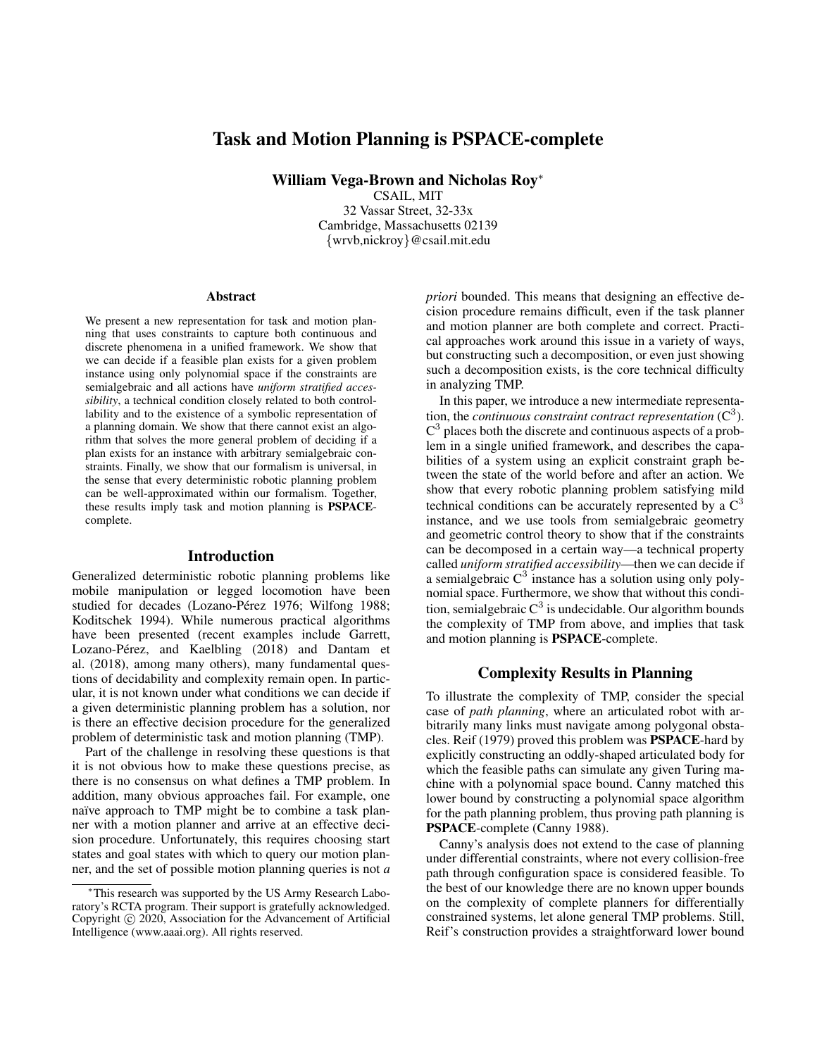# Task and Motion Planning is PSPACE-complete

**William Vega-Brown and Nicholas Roy***

CSAIL, MIT
32 Vassar Street, 32-33x
Cambridge, Massachusetts 02139
{wrvb,nickroy}@csail.mit.edu

### Abstract

We present a new representation for task and motion planning that uses constraints to capture both continuous and discrete phenomena in a unified framework. We show that we can decide if a feasible plan exists for a given problem instance using only polynomial space if the constraints are semialgebraic and all actions have *uniform stratified accessibility*, a technical condition closely related to both controllability and to the existence of a symbolic representation of a planning domain. We show that there cannot exist an algorithm that solves the more general problem of deciding if a plan exists for an instance with arbitrary semialgebraic constraints. Finally, we show that our formalism is universal, in the sense that every deterministic robotic planning problem can be well-approximated within our formalism. Together, these results imply task and motion planning is **PSPACE**-complete.

## Introduction

Generalized deterministic robotic planning problems like mobile manipulation or legged locomotion have been studied for decades (Lozano-Pérez 1976; Wilfong 1988; Koditschek 1994). While numerous practical algorithms have been presented (recent examples include Garrett, Lozano-Pérez, and Kaelbling (2018) and Dantam et al. (2018), among many others), many fundamental questions of decidability and complexity remain open. In particular, it is not known under what conditions we can decide if a given deterministic planning problem has a solution, nor is there an effective decision procedure for the generalized problem of deterministic task and motion planning (TMP).

Part of the challenge in resolving these questions is that it is not obvious how to make these questions precise, as there is no consensus on what defines a TMP problem. In addition, many obvious approaches fail. For example, one naïve approach to TMP might be to combine a task planner with a motion planner and arrive at an effective decision procedure. Unfortunately, this requires choosing start states and goal states with which to query our motion planner, and the set of possible motion planning queries is not *a priori* bounded. This means that designing an effective decision procedure remains difficult, even if the task planner and motion planner are both complete and correct. Practical approaches work around this issue in a variety of ways, but constructing such a decomposition, or even just showing such a decomposition exists, is the core technical difficulty in analyzing TMP.

In this paper, we introduce a new intermediate representation, the *continuous constraint contract representation* ($C^3$). $C^3$ places both the discrete and continuous aspects of a problem in a single unified framework, and describes the capabilities of a system using an explicit constraint graph between the state of the world before and after an action. We show that every robotic planning problem satisfying mild technical conditions can be accurately represented by a $C^3$ instance, and we use tools from semialgebraic geometry and geometric control theory to show that if the constraints can be decomposed in a certain way—a technical property called *uniform stratified accessibility*—then we can decide if a semialgebraic $C^3$ instance has a solution using only polynomial space. Furthermore, we show that without this condition, semialgebraic $C^3$ is undecidable. Our algorithm bounds the complexity of TMP from above, and implies that task and motion planning is **PSPACE**-complete.

## Complexity Results in Planning

To illustrate the complexity of TMP, consider the special case of *path planning*, where an articulated robot with arbitrarily many links must navigate among polygonal obstacles. Reif (1979) proved this problem was **PSPACE**-hard by explicitly constructing an oddly-shaped articulated body for which the feasible paths can simulate any given Turing machine with a polynomial space bound. Canny matched this lower bound by constructing a polynomial space algorithm for the path planning problem, thus proving path planning is **PSPACE**-complete (Canny 1988).

Canny's analysis does not extend to the case of planning under differential constraints, where not every collision-free path through configuration space is considered feasible. To the best of our knowledge there are no known upper bounds on the complexity of complete planners for differentially constrained systems, let alone general TMP problems. Still, Reif's construction provides a straightforward lower bound

*This research was supported by the US Army Research Laboratory's RCTA program. Their support is gratefully acknowledged. Copyright © 2020, Association for the Advancement of Artificial Intelligence (www.aaai.org). All rights reserved.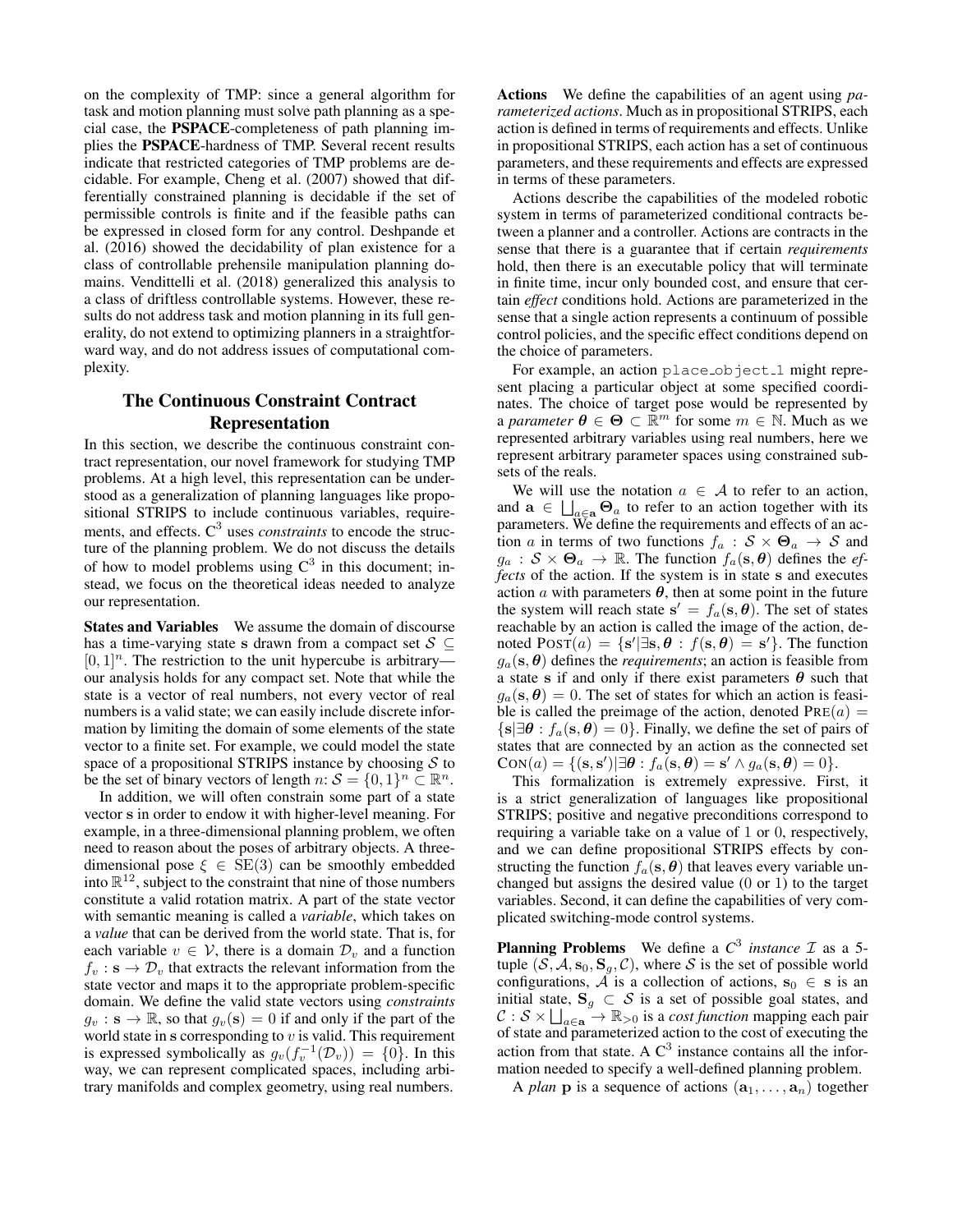on the complexity of TMP: since a general algorithm for task and motion planning must solve path planning as a special case, the **PSPACE**-completeness of path planning implies the **PSPACE**-hardness of TMP. Several recent results indicate that restricted categories of TMP problems are decidable. For example, Cheng et al. (2007) showed that differentially constrained planning is decidable if the set of permissible controls is finite and if the feasible paths can be expressed in closed form for any control. Deshpande et al. (2016) showed the decidability of plan existence for a class of controllable prehensile manipulation planning domains. Vendittelli et al. (2018) generalized this analysis to a class of driftless controllable systems. However, these results do not address task and motion planning in its full generality, do not extend to optimizing planners in a straightforward way, and do not address issues of computational complexity.

## The Continuous Constraint Contract Representation

In this section, we describe the continuous constraint contract representation, our novel framework for studying TMP problems. At a high level, this representation can be understood as a generalization of planning languages like propositional STRIPS to include continuous variables, requirements, and effects. $C^3$ uses *constraints* to encode the structure of the planning problem. We do not discuss the details of how to model problems using $C^3$ in this document; instead, we focus on the theoretical ideas needed to analyze our representation.

**States and Variables** We assume the domain of discourse has a time-varying state $\mathbf{s}$ drawn from a compact set $\mathcal{S} \subseteq [0,1]^n$. The restriction to the unit hypercube is arbitrary—our analysis holds for any compact set. Note that while the state is a vector of real numbers, not every vector of real numbers is a valid state; we can easily include discrete information by limiting the domain of some elements of the state vector to a finite set. For example, we could model the state space of a propositional STRIPS instance by choosing $\mathcal{S}$ to be the set of binary vectors of length $n$: $\mathcal{S} = \{0,1\}^n \subset \mathbb{R}^n$.

In addition, we will often constrain some part of a state vector $\mathbf{s}$ in order to endow it with higher-level meaning. For example, in a three-dimensional planning problem, we often need to reason about the poses of arbitrary objects. A three-dimensional pose $\xi \in \mathrm{SE}(3)$ can be smoothly embedded into $\mathbb{R}^{12}$, subject to the constraint that nine of those numbers constitute a valid rotation matrix. A part of the state vector with semantic meaning is called a *variable*, which takes on a *value* that can be derived from the world state. That is, for each variable $v \in \mathcal{V}$, there is a domain $\mathcal{D}_v$ and a function $f_v : \mathbf{s} \to \mathcal{D}_v$ that extracts the relevant information from the state vector and maps it to the appropriate problem-specific domain. We define the valid state vectors using *constraints* $g_v : \mathbf{s} \to \mathbb{R}$, so that $g_v(\mathbf{s}) = 0$ if and only if the part of the world state in $\mathbf{s}$ corresponding to $v$ is valid. This requirement is expressed symbolically as $g_v(f_v^{-1}(\mathcal{D}_v)) = \{0\}$. In this way, we can represent complicated spaces, including arbitrary manifolds and complex geometry, using real numbers.

**Actions** We define the capabilities of an agent using *parameterized actions*. Much as in propositional STRIPS, each action is defined in terms of requirements and effects. Unlike in propositional STRIPS, each action has a set of continuous parameters, and these requirements and effects are expressed in terms of these parameters.

Actions describe the capabilities of the modeled robotic system in terms of parameterized conditional contracts between a planner and a controller. Actions are contracts in the sense that there is a guarantee that if certain *requirements* hold, then there is an executable policy that will terminate in finite time, incur only bounded cost, and ensure that certain *effect* conditions hold. Actions are parameterized in the sense that a single action represents a continuum of possible control policies, and the specific effect conditions depend on the choice of parameters.

For example, an action `place_object_1` might represent placing a particular object at some specified coordinates. The choice of target pose would be represented by a *parameter* $\boldsymbol{\theta} \in \boldsymbol{\Theta} \subset \mathbb{R}^m$ for some $m \in \mathbb{N}$. Much as we represented arbitrary variables using real numbers, here we represent arbitrary parameter spaces using constrained subsets of the reals.

We will use the notation $a \in \mathcal{A}$ to refer to an action, and $\mathbf{a} \in \bigsqcup_{a \in \mathbf{a}} \boldsymbol{\Theta}_a$ to refer to an action together with its parameters. We define the requirements and effects of an action $a$ in terms of two functions $f_a : \mathcal{S} \times \boldsymbol{\Theta}_a \to \mathcal{S}$ and $g_a : \mathcal{S} \times \boldsymbol{\Theta}_a \to \mathbb{R}$. The function $f_a(\mathbf{s}, \boldsymbol{\theta})$ defines the *effects* of the action. If the system is in state $\mathbf{s}$ and executes action $a$ with parameters $\boldsymbol{\theta}$, then at some point in the future the system will reach state $\mathbf{s}' = f_a(\mathbf{s}, \boldsymbol{\theta})$. The set of states reachable by an action is called the image of the action, denoted $\mathrm{POST}(a) = \{\mathbf{s}' | \exists \mathbf{s}, \boldsymbol{\theta} : f(\mathbf{s}, \boldsymbol{\theta}) = \mathbf{s}'\}$. The function $g_a(\mathbf{s}, \boldsymbol{\theta})$ defines the *requirements*; an action is feasible from a state $\mathbf{s}$ if and only if there exist parameters $\boldsymbol{\theta}$ such that $g_a(\mathbf{s}, \boldsymbol{\theta}) = 0$. The set of states for which an action is feasible is called the preimage of the action, denoted $\mathrm{PRE}(a) = \{\mathbf{s} | \exists \boldsymbol{\theta} : f_a(\mathbf{s}, \boldsymbol{\theta}) = 0\}$. Finally, we define the set of pairs of states that are connected by an action as the connected set $\mathrm{CON}(a) = \{(\mathbf{s}, \mathbf{s}') | \exists \boldsymbol{\theta} : f_a(\mathbf{s}, \boldsymbol{\theta}) = \mathbf{s}' \wedge g_a(\mathbf{s}, \boldsymbol{\theta}) = 0\}$.

This formalization is extremely expressive. First, it is a strict generalization of languages like propositional STRIPS; positive and negative preconditions correspond to requiring a variable take on a value of 1 or 0, respectively, and we can define propositional STRIPS effects by constructing the function $f_a(\mathbf{s}, \boldsymbol{\theta})$ that leaves every variable unchanged but assigns the desired value (0 or 1) to the target variables. Second, it can define the capabilities of very complicated switching-mode control systems.

**Planning Problems** We define a *$C^3$ instance* $\mathcal{I}$ as a 5-tuple $(\mathcal{S}, \mathcal{A}, \mathbf{s}_0, \mathbf{S}_g, \mathcal{C})$, where $\mathcal{S}$ is the set of possible world configurations, $\mathcal{A}$ is a collection of actions, $\mathbf{s}_0 \in \mathbf{s}$ is an initial state, $\mathbf{S}_g \subset \mathcal{S}$ is a set of possible goal states, and $\mathcal{C} : \mathcal{S} \times \bigsqcup_{a \in \mathbf{a}} \to \mathbb{R}_{>0}$ is a *cost function* mapping each pair of state and parameterized action to the cost of executing the action from that state. A $C^3$ instance contains all the information needed to specify a well-defined planning problem.

A *plan* $\mathbf{p}$ is a sequence of actions $(\mathbf{a}_1, \ldots, \mathbf{a}_n)$ together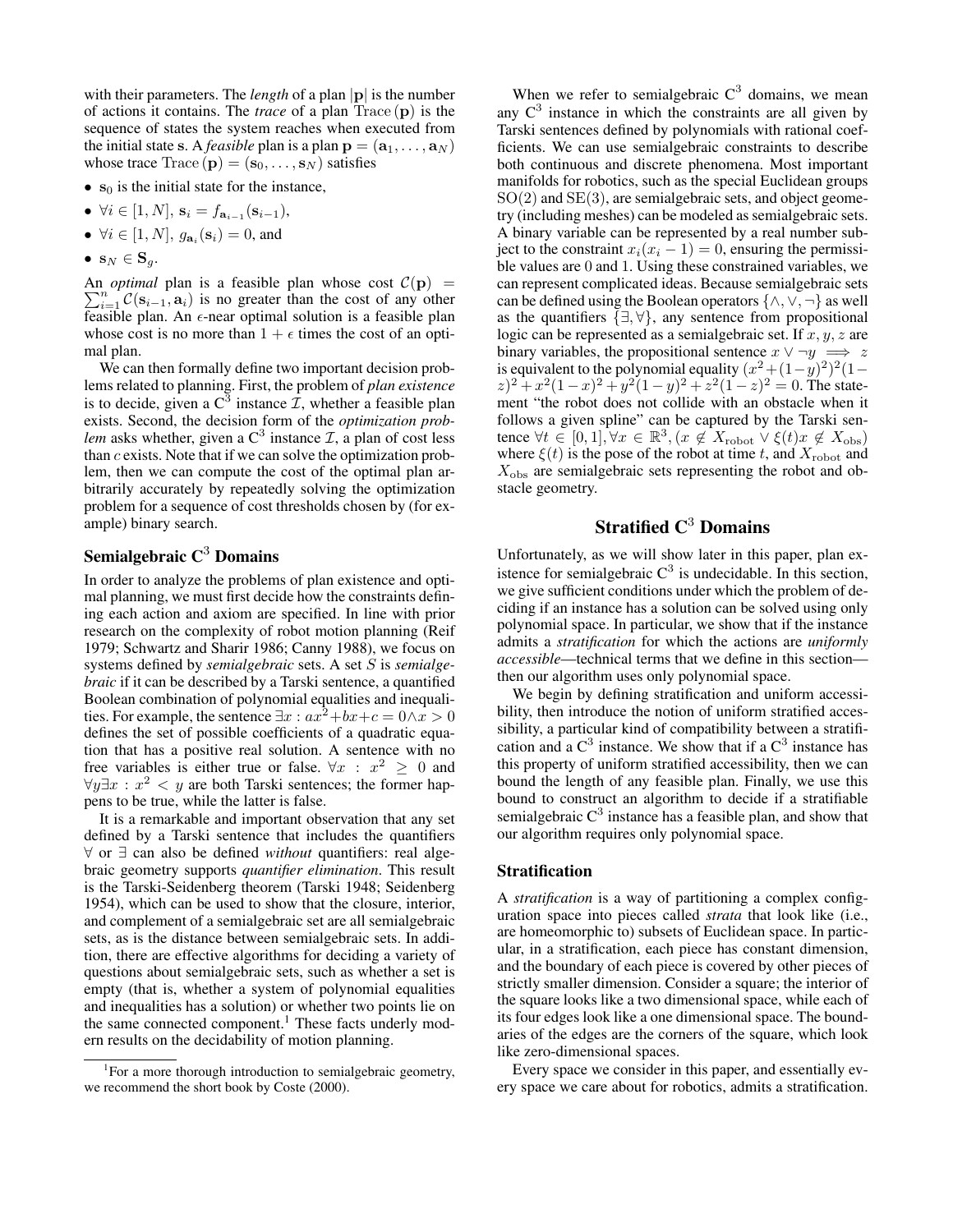with their parameters. The *length* of a plan $|\mathbf{p}|$ is the number of actions it contains. The *trace* of a plan $\mathrm{Trace}(\mathbf{p})$ is the sequence of states the system reaches when executed from the initial state $\mathbf{s}$. A *feasible* plan is a plan $\mathbf{p} = (\mathbf{a}_1, \ldots, \mathbf{a}_N)$ whose trace $\mathrm{Trace}(\mathbf{p}) = (\mathbf{s}_0, \ldots, \mathbf{s}_N)$ satisfies

- $\mathbf{s}_0$ is the initial state for the instance,
- $\forall i \in [1, N]$, $\mathbf{s}_i = f_{\mathbf{a}_{i-1}}(\mathbf{s}_{i-1})$,
- $\forall i \in [1, N]$, $g_{\mathbf{a}_i}(\mathbf{s}_i) = 0$, and
- $\mathbf{s}_N \in \mathbf{S}_g$.

An *optimal* plan is a feasible plan whose cost $\mathcal{C}(\mathbf{p}) = \sum_{i=1}^{n} \mathcal{C}(\mathbf{s}_{i-1}, \mathbf{a}_i)$ is no greater than the cost of any other feasible plan. An $\epsilon$-near optimal solution is a feasible plan whose cost is no more than $1 + \epsilon$ times the cost of an optimal plan.

We can then formally define two important decision problems related to planning. First, the problem of *plan existence* is to decide, given a $\mathrm{C}^3$ instance $\mathcal{I}$, whether a feasible plan exists. Second, the decision form of the *optimization problem* asks whether, given a $\mathrm{C}^3$ instance $\mathcal{I}$, a plan of cost less than $c$ exists. Note that if we can solve the optimization problem, then we can compute the cost of the optimal plan arbitrarily accurately by repeatedly solving the optimization problem for a sequence of cost thresholds chosen by (for example) binary search.

## Semialgebraic C$^3$ Domains

In order to analyze the problems of plan existence and optimal planning, we must first decide how the constraints defining each action and axiom are specified. In line with prior research on the complexity of robot motion planning (Reif 1979; Schwartz and Sharir 1986; Canny 1988), we focus on systems defined by *semialgebraic* sets. A set $S$ is *semialgebraic* if it can be described by a Tarski sentence, a quantified Boolean combination of polynomial equalities and inequalities. For example, the sentence $\exists x : ax^2 + bx + c = 0 \wedge x > 0$ defines the set of possible coefficients of a quadratic equation that has a positive real solution. A sentence with no free variables is either true or false. $\forall x : x^2 \geq 0$ and $\forall y \exists x : x^2 < y$ are both Tarski sentences; the former happens to be true, while the latter is false.

It is a remarkable and important observation that any set defined by a Tarski sentence that includes the quantifiers $\forall$ or $\exists$ can also be defined *without* quantifiers: real algebraic geometry supports *quantifier elimination*. This result is the Tarski-Seidenberg theorem (Tarski 1948; Seidenberg 1954), which can be used to show that the closure, interior, and complement of a semialgebraic set are all semialgebraic sets, as is the distance between semialgebraic sets. In addition, there are effective algorithms for deciding a variety of questions about semialgebraic sets, such as whether a set is empty (that is, whether a system of polynomial equalities and inequalities has a solution) or whether two points lie on the same connected component.[1] These facts underly modern results on the decidability of motion planning.

[1]For a more thorough introduction to semialgebraic geometry, we recommend the short book by Coste (2000).

When we refer to semialgebraic $\mathrm{C}^3$ domains, we mean any $\mathrm{C}^3$ instance in which the constraints are all given by Tarski sentences defined by polynomials with rational coefficients. We can use semialgebraic constraints to describe both continuous and discrete phenomena. Most important manifolds for robotics, such as the special Euclidean groups $\mathrm{SO}(2)$ and $\mathrm{SE}(3)$, are semialgebraic sets, and object geometry (including meshes) can be modeled as semialgebraic sets. A binary variable can be represented by a real number subject to the constraint $x_i(x_i - 1) = 0$, ensuring the permissible values are 0 and 1. Using these constrained variables, we can represent complicated ideas. Because semialgebraic sets can be defined using the Boolean operators $\{\wedge, \vee, \neg\}$ as well as the quantifiers $\{\exists, \forall\}$, any sentence from propositional logic can be represented as a semialgebraic set. If $x, y, z$ are binary variables, the propositional sentence $x \vee \neg y \implies z$ is equivalent to the polynomial equality $(x^2 + (1-y)^2)^2(1-z)^2 + x^2(1-x)^2 + y^2(1-y)^2 + z^2(1-z)^2 = 0$. The statement "the robot does not collide with an obstacle when it follows a given spline" can be captured by the Tarski sentence $\forall t \in [0, 1], \forall x \in \mathbb{R}^3, (x \notin X_{\mathrm{robot}} \vee \xi(t)x \notin X_{\mathrm{obs}})$ where $\xi(t)$ is the pose of the robot at time $t$, and $X_{\mathrm{robot}}$ and $X_{\mathrm{obs}}$ are semialgebraic sets representing the robot and obstacle geometry.

# Stratified C$^3$ Domains

Unfortunately, as we will show later in this paper, plan existence for semialgebraic $\mathrm{C}^3$ is undecidable. In this section, we give sufficient conditions under which the problem of deciding if an instance has a solution can be solved using only polynomial space. In particular, we show that if the instance admits a *stratification* for which the actions are *uniformly accessible*—technical terms that we define in this section—then our algorithm uses only polynomial space.

We begin by defining stratification and uniform accessibility, then introduce the notion of uniform stratified accessibility, a particular kind of compatibility between a stratification and a $\mathrm{C}^3$ instance. We show that if a $\mathrm{C}^3$ instance has this property of uniform stratified accessibility, then we can bound the length of any feasible plan. Finally, we use this bound to construct an algorithm to decide if a stratifiable semialgebraic $\mathrm{C}^3$ instance has a feasible plan, and show that our algorithm requires only polynomial space.

## Stratification

A *stratification* is a way of partitioning a complex configuration space into pieces called *strata* that look like (i.e., are homeomorphic to) subsets of Euclidean space. In particular, in a stratification, each piece has constant dimension, and the boundary of each piece is covered by other pieces of strictly smaller dimension. Consider a square; the interior of the square looks like a two dimensional space, while each of its four edges look like a one dimensional space. The boundaries of the edges are the corners of the square, which look like zero-dimensional spaces.

Every space we consider in this paper, and essentially every space we care about for robotics, admits a stratification.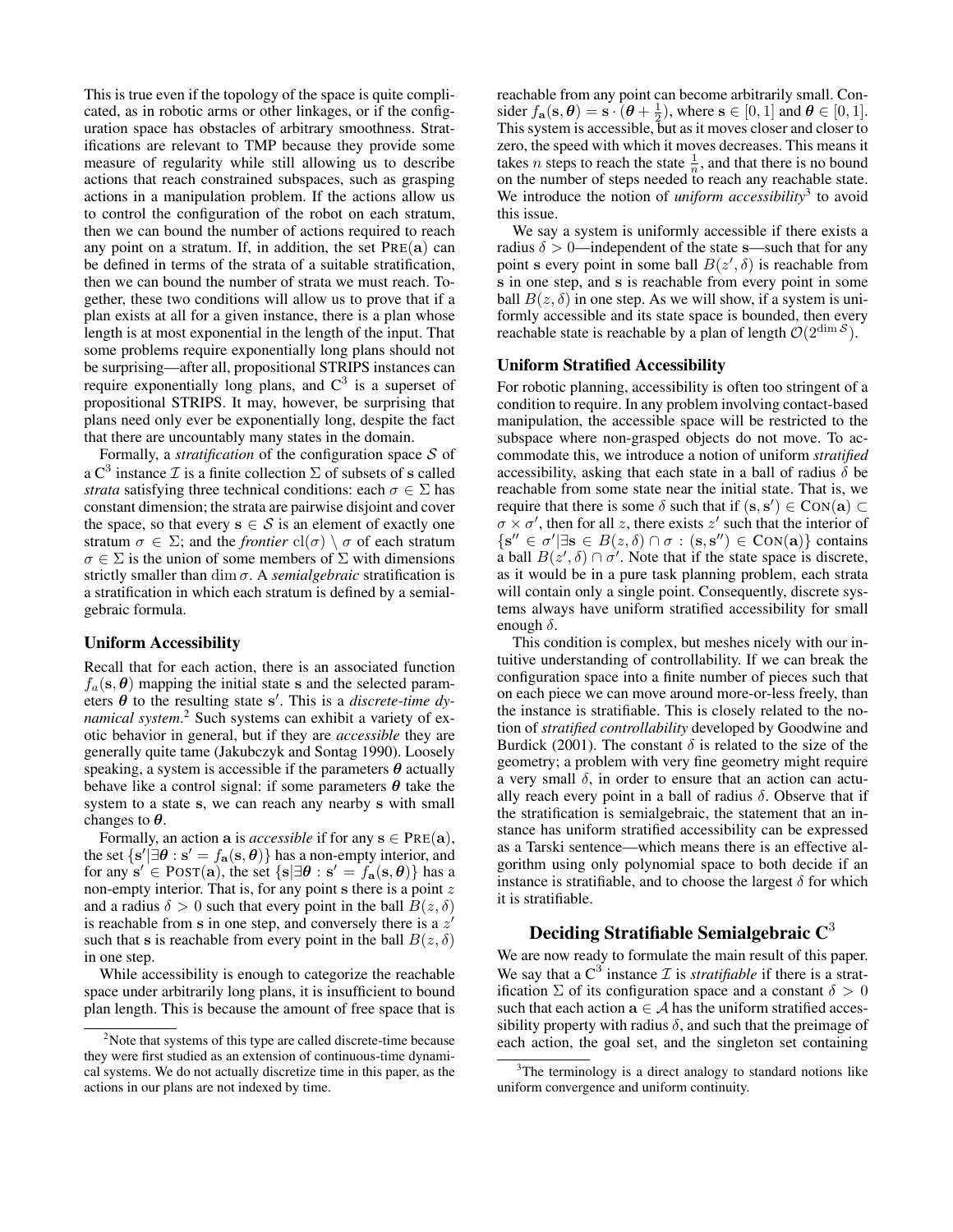This is true even if the topology of the space is quite complicated, as in robotic arms or other linkages, or if the configuration space has obstacles of arbitrary smoothness. Stratifications are relevant to TMP because they provide some measure of regularity while still allowing us to describe actions that reach constrained subspaces, such as grasping actions in a manipulation problem. If the actions allow us to control the configuration of the robot on each stratum, then we can bound the number of actions required to reach any point on a stratum. If, in addition, the set $\text{PRE}(\mathbf{a})$ can be defined in terms of the strata of a suitable stratification, then we can bound the number of strata we must reach. Together, these two conditions will allow us to prove that if a plan exists at all for a given instance, there is a plan whose length is at most exponential in the length of the input. That some problems require exponentially long plans should not be surprising—after all, propositional STRIPS instances can require exponentially long plans, and $\text{C}^3$ is a superset of propositional STRIPS. It may, however, be surprising that plans need only ever be exponentially long, despite the fact that there are uncountably many states in the domain.

Formally, a *stratification* of the configuration space $\mathcal{S}$ of a $\text{C}^3$ instance $\mathcal{I}$ is a finite collection $\Sigma$ of subsets of $\mathbf{s}$ called *strata* satisfying three technical conditions: each $\sigma \in \Sigma$ has constant dimension; the strata are pairwise disjoint and cover the space, so that every $\mathbf{s} \in \mathcal{S}$ is an element of exactly one stratum $\sigma \in \Sigma$; and the *frontier* $\text{cl}(\sigma) \setminus \sigma$ of each stratum $\sigma \in \Sigma$ is the union of some members of $\Sigma$ with dimensions strictly smaller than $\dim \sigma$. A *semialgebraic* stratification is a stratification in which each stratum is defined by a semialgebraic formula.

### Uniform Accessibility

Recall that for each action, there is an associated function $f_a(\mathbf{s}, \boldsymbol{\theta})$ mapping the initial state $\mathbf{s}$ and the selected parameters $\boldsymbol{\theta}$ to the resulting state $\mathbf{s}'$. This is a *discrete-time dynamical system*.[2] Such systems can exhibit a variety of exotic behavior in general, but if they are *accessible* they are generally quite tame (Jakubczyk and Sontag 1990). Loosely speaking, a system is accessible if the parameters $\boldsymbol{\theta}$ actually behave like a control signal: if some parameters $\boldsymbol{\theta}$ take the system to a state $\mathbf{s}$, we can reach any nearby $\mathbf{s}$ with small changes to $\boldsymbol{\theta}$.

Formally, an action $\mathbf{a}$ is *accessible* if for any $\mathbf{s} \in \text{PRE}(\mathbf{a})$, the set $\{\mathbf{s}' | \exists \boldsymbol{\theta} : \mathbf{s}' = f_{\mathbf{a}}(\mathbf{s}, \boldsymbol{\theta})\}$ has a non-empty interior, and for any $\mathbf{s}' \in \text{POST}(\mathbf{a})$, the set $\{\mathbf{s} | \exists \boldsymbol{\theta} : \mathbf{s}' = f_{\mathbf{a}}(\mathbf{s}, \boldsymbol{\theta})\}$ has a non-empty interior. That is, for any point $\mathbf{s}$ there is a point $z$ and a radius $\delta > 0$ such that every point in the ball $B(z, \delta)$ is reachable from $\mathbf{s}$ in one step, and conversely there is a $z'$ such that $\mathbf{s}$ is reachable from every point in the ball $B(z, \delta)$ in one step.

While accessibility is enough to categorize the reachable space under arbitrarily long plans, it is insufficient to bound plan length. This is because the amount of free space that is reachable from any point can become arbitrarily small. Consider $f_{\mathbf{a}}(\mathbf{s}, \boldsymbol{\theta}) = \mathbf{s} \cdot (\boldsymbol{\theta} + \frac{1}{2})$, where $\mathbf{s} \in [0, 1]$ and $\boldsymbol{\theta} \in [0, 1]$. This system is accessible, but as it moves closer and closer to zero, the speed with which it moves decreases. This means it takes $n$ steps to reach the state $\frac{1}{n}$, and that there is no bound on the number of steps needed to reach any reachable state. We introduce the notion of *uniform accessibility*[3] to avoid this issue.

We say a system is uniformly accessible if there exists a radius $\delta > 0$—independent of the state $\mathbf{s}$—such that for any point $\mathbf{s}$ every point in some ball $B(z', \delta)$ is reachable from $\mathbf{s}$ in one step, and $\mathbf{s}$ is reachable from every point in some ball $B(z, \delta)$ in one step. As we will show, if a system is uniformly accessible and its state space is bounded, then every reachable state is reachable by a plan of length $\mathcal{O}(2^{\dim \mathcal{S}})$.

### Uniform Stratified Accessibility

For robotic planning, accessibility is often too stringent of a condition to require. In any problem involving contact-based manipulation, the accessible space will be restricted to the subspace where non-grasped objects do not move. To accommodate this, we introduce a notion of uniform *stratified* accessibility, asking that each state in a ball of radius $\delta$ be reachable from some state near the initial state. That is, we require that there is some $\delta$ such that if $(\mathbf{s}, \mathbf{s}') \in \text{CON}(\mathbf{a}) \subset \sigma \times \sigma'$, then for all $z$, there exists $z'$ such that the interior of $\{\mathbf{s}'' \in \sigma' | \exists \mathbf{s} \in B(z, \delta) \cap \sigma : (\mathbf{s}, \mathbf{s}'') \in \text{CON}(\mathbf{a})\}$ contains a ball $B(z', \delta) \cap \sigma'$. Note that if the state space is discrete, as it would be in a pure task planning problem, each strata will contain only a single point. Consequently, discrete systems always have uniform stratified accessibility for small enough $\delta$.

This condition is complex, but meshes nicely with our intuitive understanding of controllability. If we can break the configuration space into a finite number of pieces such that on each piece we can move around more-or-less freely, than the instance is stratifiable. This is closely related to the notion of *stratified controllability* developed by Goodwine and Burdick (2001). The constant $\delta$ is related to the size of the geometry; a problem with very fine geometry might require a very small $\delta$, in order to ensure that an action can actually reach every point in a ball of radius $\delta$. Observe that if the stratification is semialgebraic, the statement that an instance has uniform stratified accessibility can be expressed as a Tarski sentence—which means there is an effective algorithm using only polynomial space to both decide if an instance is stratifiable, and to choose the largest $\delta$ for which it is stratifiable.

## Deciding Stratifiable Semialgebraic $\text{C}^3$

We are now ready to formulate the main result of this paper. We say that a $\text{C}^3$ instance $\mathcal{I}$ is *stratifiable* if there is a stratification $\Sigma$ of its configuration space and a constant $\delta > 0$ such that each action $\mathbf{a} \in \mathcal{A}$ has the uniform stratified accessibility property with radius $\delta$, and such that the preimage of each action, the goal set, and the singleton set containing

---

[2] Note that systems of this type are called discrete-time because they were first studied as an extension of continuous-time dynamical systems. We do not actually discretize time in this paper, as the actions in our plans are not indexed by time.

[3] The terminology is a direct analogy to standard notions like uniform convergence and uniform continuity.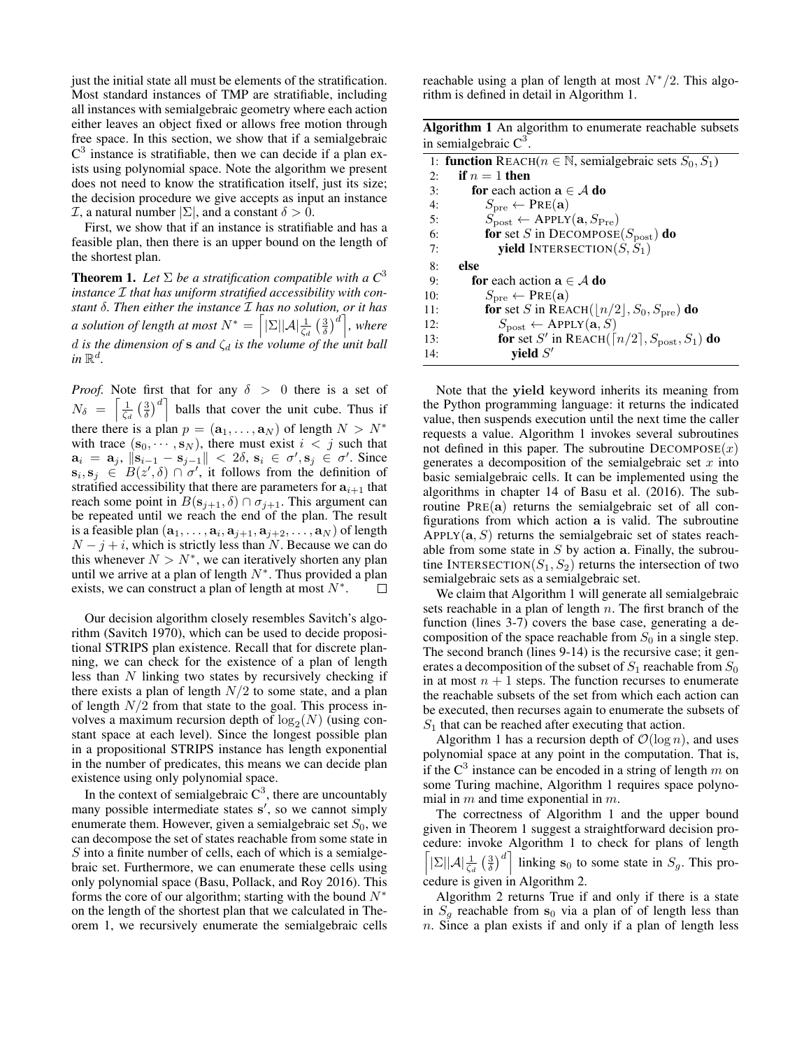just the initial state all must be elements of the stratification. Most standard instances of TMP are stratifiable, including all instances with semialgebraic geometry where each action either leaves an object fixed or allows free motion through free space. In this section, we show that if a semialgebraic $C^3$ instance is stratifiable, then we can decide if a plan exists using polynomial space. Note the algorithm we present does not need to know the stratification itself, just its size; the decision procedure we give accepts as input an instance $\mathcal{I}$, a natural number $|\Sigma|$, and a constant $\delta > 0$.

First, we show that if an instance is stratifiable and has a feasible plan, then there is an upper bound on the length of the shortest plan.

**Theorem 1.** *Let $\Sigma$ be a stratification compatible with a $C^3$ instance $\mathcal{I}$ that has uniform stratified accessibility with constant $\delta$. Then either the instance $\mathcal{I}$ has no solution, or it has a solution of length at most $N^* = \left\lceil |\Sigma||\mathcal{A}|\frac{1}{\zeta_d}\left(\frac{3}{\delta}\right)^d \right\rceil$, where $d$ is the dimension of $\mathbf{s}$ and $\zeta_d$ is the volume of the unit ball in $\mathbb{R}^d$.*

*Proof.* Note first that for any $\delta > 0$ there is a set of $N_\delta = \left\lceil \frac{1}{\zeta_d}\left(\frac{3}{\delta}\right)^d \right\rceil$ balls that cover the unit cube. Thus if there there is a plan $p = (\mathbf{a}_1, \ldots, \mathbf{a}_N)$ of length $N > N^*$ with trace $(\mathbf{s}_0, \cdots, \mathbf{s}_N)$, there must exist $i < j$ such that $\mathbf{a}_i = \mathbf{a}_j$, $\|\mathbf{s}_{i-1} - \mathbf{s}_{j-1}\| < 2\delta$, $\mathbf{s}_i \in \sigma', \mathbf{s}_j \in \sigma'$. Since $\mathbf{s}_i, \mathbf{s}_j \in B(z', \delta) \cap \sigma'$, it follows from the definition of stratified accessibility that there are parameters for $\mathbf{a}_{i+1}$ that reach some point in $B(\mathbf{s}_{j+1}, \delta) \cap \sigma_{j+1}$. This argument can be repeated until we reach the end of the plan. The result is a feasible plan $(\mathbf{a}_1, \ldots, \mathbf{a}_i, \mathbf{a}_{j+1}, \mathbf{a}_{j+2}, \ldots, \mathbf{a}_N)$ of length $N - j + i$, which is strictly less than $N$. Because we can do this whenever $N > N^*$, we can iteratively shorten any plan until we arrive at a plan of length $N^*$. Thus provided a plan exists, we can construct a plan of length at most $N^*$. ∎

Our decision algorithm closely resembles Savitch's algorithm (Savitch 1970), which can be used to decide propositional STRIPS plan existence. Recall that for discrete planning, we can check for the existence of a plan of length less than $N$ linking two states by recursively checking if there exists a plan of length $N/2$ to some state, and a plan of length $N/2$ from that state to the goal. This process involves a maximum recursion depth of $\log_2(N)$ (using constant space at each level). Since the longest possible plan in a propositional STRIPS instance has length exponential in the number of predicates, this means we can decide plan existence using only polynomial space.

In the context of semialgebraic $C^3$, there are uncountably many possible intermediate states $\mathbf{s}'$, so we cannot simply enumerate them. However, given a semialgebraic set $S_0$, we can decompose the set of states reachable from some state in $S$ into a finite number of cells, each of which is a semialgebraic set. Furthermore, we can enumerate these cells using only polynomial space (Basu, Pollack, and Roy 2016). This forms the core of our algorithm; starting with the bound $N^*$ on the length of the shortest plan that we calculated in Theorem 1, we recursively enumerate the semialgebraic cells reachable using a plan of length at most $N^*/2$. This algorithm is defined in detail in Algorithm 1.

**Algorithm 1** An algorithm to enumerate reachable subsets in semialgebraic $C^3$.

```
 1: function REACH(n ∈ ℕ, semialgebraic sets S_0, S_1)
 2:   if n = 1 then
 3:     for each action a ∈ A do
 4:       S_pre ← PRE(a)
 5:       S_post ← APPLY(a, S_Pre)
 6:       for set S in DECOMPOSE(S_post) do
 7:         yield INTERSECTION(S, S_1)
 8:   else
 9:     for each action a ∈ A do
10:       S_pre ← PRE(a)
11:       for set S in REACH(⌊n/2⌋, S_0, S_pre) do
12:         S_post ← APPLY(a, S)
13:         for set S' in REACH(⌈n/2⌉, S_post, S_1) do
14:           yield S'
```

Note that the **yield** keyword inherits its meaning from the Python programming language: it returns the indicated value, then suspends execution until the next time the caller requests a value. Algorithm 1 invokes several subroutines not defined in this paper. The subroutine DECOMPOSE($x$) generates a decomposition of the semialgebraic set $x$ into basic semialgebraic cells. It can be implemented using the algorithms in chapter 14 of Basu et al. (2016). The subroutine PRE($\mathbf{a}$) returns the semialgebraic set of all configurations from which action $\mathbf{a}$ is valid. The subroutine APPLY($\mathbf{a}, S$) returns the semialgebraic set of states reachable from some state in $S$ by action $\mathbf{a}$. Finally, the subroutine INTERSECTION($S_1, S_2$) returns the intersection of two semialgebraic sets as a semialgebraic set.

We claim that Algorithm 1 will generate all semialgebraic sets reachable in a plan of length $n$. The first branch of the function (lines 3-7) covers the base case, generating a decomposition of the space reachable from $S_0$ in a single step. The second branch (lines 9-14) is the recursive case; it generates a decomposition of the subset of $S_1$ reachable from $S_0$ in at most $n + 1$ steps. The function recurses to enumerate the reachable subsets of the set from which each action can be executed, then recurses again to enumerate the subsets of $S_1$ that can be reached after executing that action.

Algorithm 1 has a recursion depth of $\mathcal{O}(\log n)$, and uses polynomial space at any point in the computation. That is, if the $C^3$ instance can be encoded in a string of length $m$ on some Turing machine, Algorithm 1 requires space polynomial in $m$ and time exponential in $m$.

The correctness of Algorithm 1 and the upper bound given in Theorem 1 suggest a straightforward decision procedure: invoke Algorithm 1 to check for plans of length $\left\lceil |\Sigma||\mathcal{A}|\frac{1}{\zeta_d}\left(\frac{3}{\delta}\right)^d \right\rceil$ linking $\mathbf{s}_0$ to some state in $S_g$. This procedure is given in Algorithm 2.

Algorithm 2 returns True if and only if there is a state in $S_g$ reachable from $\mathbf{s}_0$ via a plan of of length less than $n$. Since a plan exists if and only if a plan of length less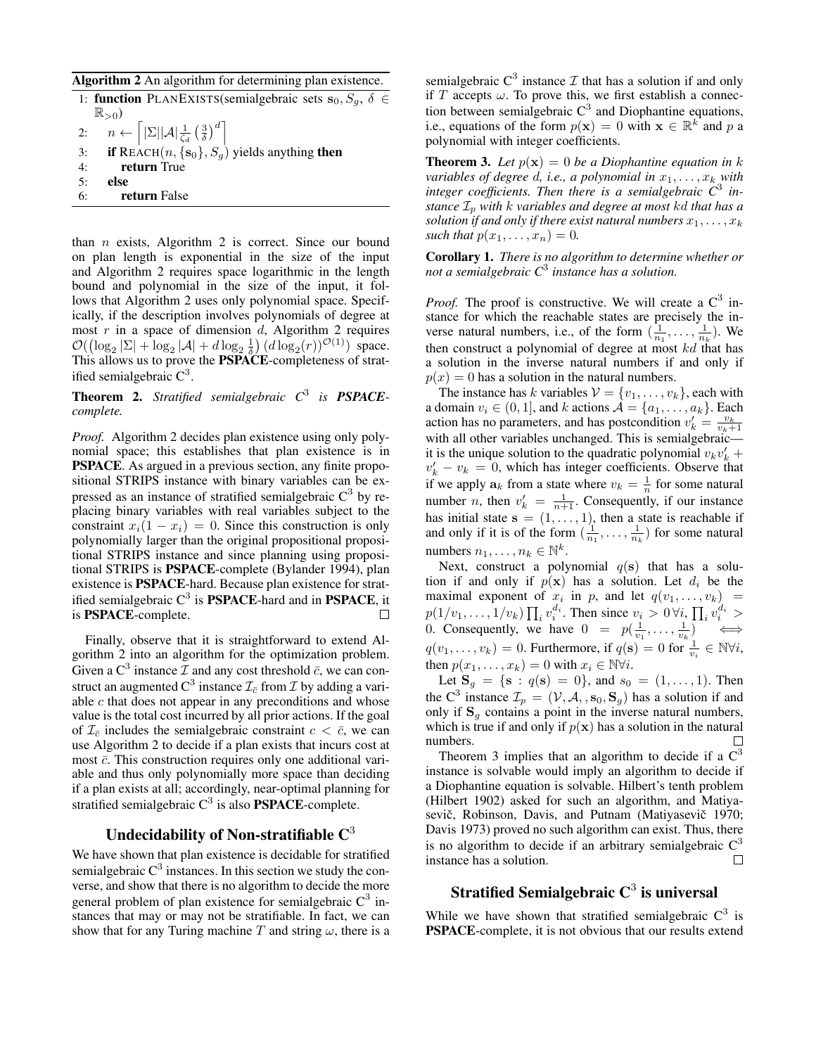**Algorithm 2** An algorithm for determining plan existence.

```
1: function PLANEXISTS(semialgebraic sets s_0, S_g, δ ∈ ℝ_{>0})
2:     n ← ⌈|Σ||A| (1/ζ_d) (3/δ)^d⌉
3:     if REACH(n, {s_0}, S_g) yields anything then
4:         return True
5:     else
6:         return False
```

than $n$ exists, Algorithm 2 is correct. Since our bound on plan length is exponential in the size of the input and Algorithm 2 requires space logarithmic in the length bound and polynomial in the size of the input, it follows that Algorithm 2 uses only polynomial space. Specifically, if the description involves polynomials of degree at most $r$ in a space of dimension $d$, Algorithm 2 requires $\mathcal{O}(\left(\log_2 |\Sigma| + \log_2 |\mathcal{A}| + d \log_2 \frac{1}{\delta}\right) (d \log_2(r))^{\mathcal{O}(1)})$ space. This allows us to prove the **PSPACE**-completeness of stratified semialgebraic $C^3$.

**Theorem 2.** *Stratified semialgebraic $C^3$ is **PSPACE**-complete.*

*Proof.* Algorithm 2 decides plan existence using only polynomial space; this establishes that plan existence is in **PSPACE**. As argued in a previous section, any finite propositional STRIPS instance with binary variables can be expressed as an instance of stratified semialgebraic $C^3$ by replacing binary variables with real variables subject to the constraint $x_i(1 - x_i) = 0$. Since this construction is only polynomially larger than the original propositional propositional STRIPS instance and since planning using propositional STRIPS is **PSPACE**-complete (Bylander 1994), plan existence is **PSPACE**-hard. Because plan existence for stratified semialgebraic $C^3$ is **PSPACE**-hard and in **PSPACE**, it is **PSPACE**-complete. □

Finally, observe that it is straightforward to extend Algorithm 2 into an algorithm for the optimization problem. Given a $C^3$ instance $\mathcal{I}$ and any cost threshold $\bar{c}$, we can construct an augmented $C^3$ instance $\mathcal{I}_{\bar{c}}$ from $\mathcal{I}$ by adding a variable $c$ that does not appear in any preconditions and whose value is the total cost incurred by all prior actions. If the goal of $\mathcal{I}_{\bar{c}}$ includes the semialgebraic constraint $c < \bar{c}$, we can use Algorithm 2 to decide if a plan exists that incurs cost at most $\bar{c}$. This construction requires only one additional variable and thus only polynomially more space than deciding if a plan exists at all; accordingly, near-optimal planning for stratified semialgebraic $C^3$ is also **PSPACE**-complete.

## Undecidability of Non-stratifiable $C^3$

We have shown that plan existence is decidable for stratified semialgebraic $C^3$ instances. In this section we study the converse, and show that there is no algorithm to decide the more general problem of plan existence for semialgebraic $C^3$ instances that may or may not be stratifiable. In fact, we can show that for any Turing machine $T$ and string $\omega$, there is a semialgebraic $C^3$ instance $\mathcal{I}$ that has a solution if and only if $T$ accepts $\omega$. To prove this, we first establish a connection between semialgebraic $C^3$ and Diophantine equations, i.e., equations of the form $p(\mathbf{x}) = 0$ with $\mathbf{x} \in \mathbb{R}^k$ and $p$ a polynomial with integer coefficients.

**Theorem 3.** *Let $p(\mathbf{x}) = 0$ be a Diophantine equation in $k$ variables of degree $d$, i.e., a polynomial in $x_1, \ldots, x_k$ with integer coefficients. Then there is a semialgebraic $C^3$ instance $\mathcal{I}_p$ with $k$ variables and degree at most $kd$ that has a solution if and only if there exist natural numbers $x_1, \ldots, x_k$ such that $p(x_1, \ldots, x_n) = 0$.*

**Corollary 1.** *There is no algorithm to determine whether or not a semialgebraic $C^3$ instance has a solution.*

*Proof.* The proof is constructive. We will create a $C^3$ instance for which the reachable states are precisely the inverse natural numbers, i.e., of the form $(\frac{1}{n_1}, \ldots, \frac{1}{n_k})$. We then construct a polynomial of degree at most $kd$ that has a solution in the inverse natural numbers if and only if $p(x) = 0$ has a solution in the natural numbers.

The instance has $k$ variables $\mathcal{V} = \{v_1, \ldots, v_k\}$, each with a domain $v_i \in (0, 1]$, and $k$ actions $\mathcal{A} = \{a_1, \ldots, a_k\}$. Each action has no parameters, and has postcondition $v_k' = \frac{v_k}{v_k + 1}$ with all other variables unchanged. This is semialgebraic—it is the unique solution to the quadratic polynomial $v_k v_k' + v_k' - v_k = 0$, which has integer coefficients. Observe that if we apply $\mathbf{a}_k$ from a state where $v_k = \frac{1}{n}$ for some natural number $n$, then $v_k' = \frac{1}{n+1}$. Consequently, if our instance has initial state $\mathbf{s} = (1, \ldots, 1)$, then a state is reachable if and only if it is of the form $(\frac{1}{n_1}, \ldots, \frac{1}{n_k})$ for some natural numbers $n_1, \ldots, n_k \in \mathbb{N}^k$.

Next, construct a polynomial $q(\mathbf{s})$ that has a solution if and only if $p(\mathbf{x})$ has a solution. Let $d_i$ be the maximal exponent of $x_i$ in $p$, and let $q(v_1, \ldots, v_k) = p(1/v_1, \ldots, 1/v_k) \prod_i v_i^{d_i}$. Then since $v_i > 0 \, \forall i$, $\prod_i v_i^{d_i} > 0$. Consequently, we have $0 = p(\frac{1}{v_1}, \ldots, \frac{1}{v_k}) \iff q(v_1, \ldots, v_k) = 0$. Furthermore, if $q(\mathbf{s}) = 0$ for $\frac{1}{v_i} \in \mathbb{N} \forall i$, then $p(x_1, \ldots, x_k) = 0$ with $x_i \in \mathbb{N} \forall i$.

Let $\mathbf{S}_g = \{\mathbf{s} : q(\mathbf{s}) = 0\}$, and $s_0 = (1, \ldots, 1)$. Then the $C^3$ instance $\mathcal{I}_p = (\mathcal{V}, \mathcal{A}, , \mathbf{s}_0, \mathbf{S}_g)$ has a solution if and only if $\mathbf{S}_g$ contains a point in the inverse natural numbers, which is true if and only if $p(\mathbf{x})$ has a solution in the natural numbers. □

Theorem 3 implies that an algorithm to decide if a $C^3$ instance is solvable would imply an algorithm to decide if a Diophantine equation is solvable. Hilbert's tenth problem (Hilbert 1902) asked for such an algorithm, and Matiyasevič, Robinson, Davis, and Putnam (Matiyasevič 1970; Davis 1973) proved no such algorithm can exist. Thus, there is no algorithm to decide if an arbitrary semialgebraic $C^3$ instance has a solution. □

## Stratified Semialgebraic $C^3$ is universal

While we have shown that stratified semialgebraic $C^3$ is **PSPACE**-complete, it is not obvious that our results extend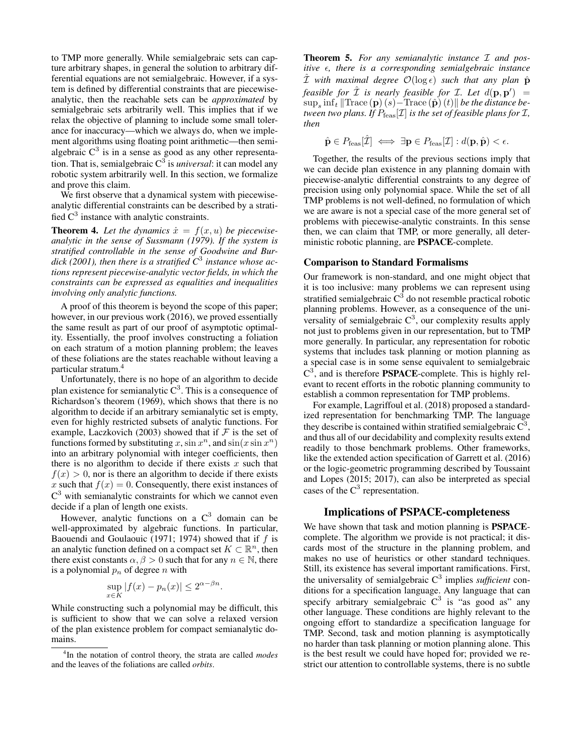to TMP more generally. While semialgebraic sets can capture arbitrary shapes, in general the solution to arbitrary differential equations are not semialgebraic. However, if a system is defined by differential constraints that are piecewise-analytic, then the reachable sets can be *approximated* by semialgebraic sets arbitrarily well. This implies that if we relax the objective of planning to include some small tolerance for inaccuracy—which we always do, when we implement algorithms using floating point arithmetic—then semialgebraic $C^3$ is in a sense as good as any other representation. That is, semialgebraic $C^3$ is *universal*: it can model any robotic system arbitrarily well. In this section, we formalize and prove this claim.

We first observe that a dynamical system with piecewise-analytic differential constraints can be described by a stratified $C^3$ instance with analytic constraints.

**Theorem 4.** *Let the dynamics $\dot{x} = f(x, u)$ be piecewise-analytic in the sense of Sussmann (1979). If the system is stratified controllable in the sense of Goodwine and Burdick (2001), then there is a stratified $C^3$ instance whose actions represent piecewise-analytic vector fields, in which the constraints can be expressed as equalities and inequalities involving only analytic functions.*

A proof of this theorem is beyond the scope of this paper; however, in our previous work (2016), we proved essentially the same result as part of our proof of asymptotic optimality. Essentially, the proof involves constructing a foliation on each stratum of a motion planning problem; the leaves of these foliations are the states reachable without leaving a particular stratum.[4]

Unfortunately, there is no hope of an algorithm to decide plan existence for semianalytic $C^3$. This is a consequence of Richardson's theorem (1969), which shows that there is no algorithm to decide if an arbitrary semianalytic set is empty, even for highly restricted subsets of analytic functions. For example, Laczkovich (2003) showed that if $\mathcal{F}$ is the set of functions formed by substituting $x, \sin x^n$, and $\sin(x \sin x^n)$ into an arbitrary polynomial with integer coefficients, then there is no algorithm to decide if there exists $x$ such that $f(x) > 0$, nor is there an algorithm to decide if there exists $x$ such that $f(x) = 0$. Consequently, there exist instances of $C^3$ with semianalytic constraints for which we cannot even decide if a plan of length one exists.

However, analytic functions on a $C^3$ domain can be well-approximated by algebraic functions. In particular, Baouendi and Goulaouic (1971; 1974) showed that if $f$ is an analytic function defined on a compact set $K \subset \mathbb{R}^n$, then there exist constants $\alpha, \beta > 0$ such that for any $n \in \mathbb{N}$, there is a polynomial $p_n$ of degree $n$ with

$$\sup_{x \in K} |f(x) - p_n(x)| \leq 2^{\alpha - \beta n}.$$

While constructing such a polynomial may be difficult, this is sufficient to show that we can solve a relaxed version of the plan existence problem for compact semianalytic domains.

[4] In the notation of control theory, the strata are called *modes* and the leaves of the foliations are called *orbits*.

**Theorem 5.** *For any semianalytic instance $\mathcal{I}$ and positive $\epsilon$, there is a corresponding semialgebraic instance $\hat{\mathcal{I}}$ with maximal degree $\mathcal{O}(\log \epsilon)$ such that any plan $\hat{\mathbf{p}}$ feasible for $\hat{\mathcal{I}}$ is nearly feasible for $\mathcal{I}$. Let $d(\mathbf{p}, \mathbf{p}') = \sup_s \inf_t \|\mathrm{Trace}(\mathbf{p})(s) - \mathrm{Trace}(\hat{\mathbf{p}})(t)\|$ be the distance between two plans. If $P_{\mathrm{feas}}[\mathcal{I}]$ is the set of feasible plans for $\mathcal{I}$, then*

$$\hat{\mathbf{p}} \in P_{\mathrm{feas}}[\hat{\mathcal{I}}] \iff \exists \mathbf{p} \in P_{\mathrm{feas}}[\mathcal{I}] : d(\mathbf{p}, \hat{\mathbf{p}}) < \epsilon.$$

Together, the results of the previous sections imply that we can decide plan existence in any planning domain with piecewise-analytic differential constraints to any degree of precision using only polynomial space. While the set of all TMP problems is not well-defined, no formulation of which we are aware is not a special case of the more general set of problems with piecewise-analytic constraints. In this sense then, we can claim that TMP, or more generally, all deterministic robotic planning, are **PSPACE**-complete.

### Comparison to Standard Formalisms

Our framework is non-standard, and one might object that it is too inclusive: many problems we can represent using stratified semialgebraic $C^3$ do not resemble practical robotic planning problems. However, as a consequence of the universality of semialgebraic $C^3$, our complexity results apply not just to problems given in our representation, but to TMP more generally. In particular, any representation for robotic systems that includes task planning or motion planning as a special case is in some sense equivalent to semialgebraic $C^3$, and is therefore **PSPACE**-complete. This is highly relevant to recent efforts in the robotic planning community to establish a common representation for TMP problems.

For example, Lagriffoul et al. (2018) proposed a standardized representation for benchmarking TMP. The language they describe is contained within stratified semialgebraic $C^3$, and thus all of our decidability and complexity results extend readily to those benchmark problems. Other frameworks, like the extended action specification of Garrett et al. (2016) or the logic-geometric programming described by Toussaint and Lopes (2015; 2017), can also be interpreted as special cases of the $C^3$ representation.

## Implications of PSPACE-completeness

We have shown that task and motion planning is **PSPACE**-complete. The algorithm we provide is not practical; it discards most of the structure in the planning problem, and makes no use of heuristics or other standard techniques. Still, its existence has several important ramifications. First, the universality of semialgebraic $C^3$ implies *sufficient* conditions for a specification language. Any language that can specify arbitrary semialgebraic $C^3$ is "as good as" any other language. These conditions are highly relevant to the ongoing effort to standardize a specification language for TMP. Second, task and motion planning is asymptotically no harder than task planning or motion planning alone. This is the best result we could have hoped for; provided we restrict our attention to controllable systems, there is no subtle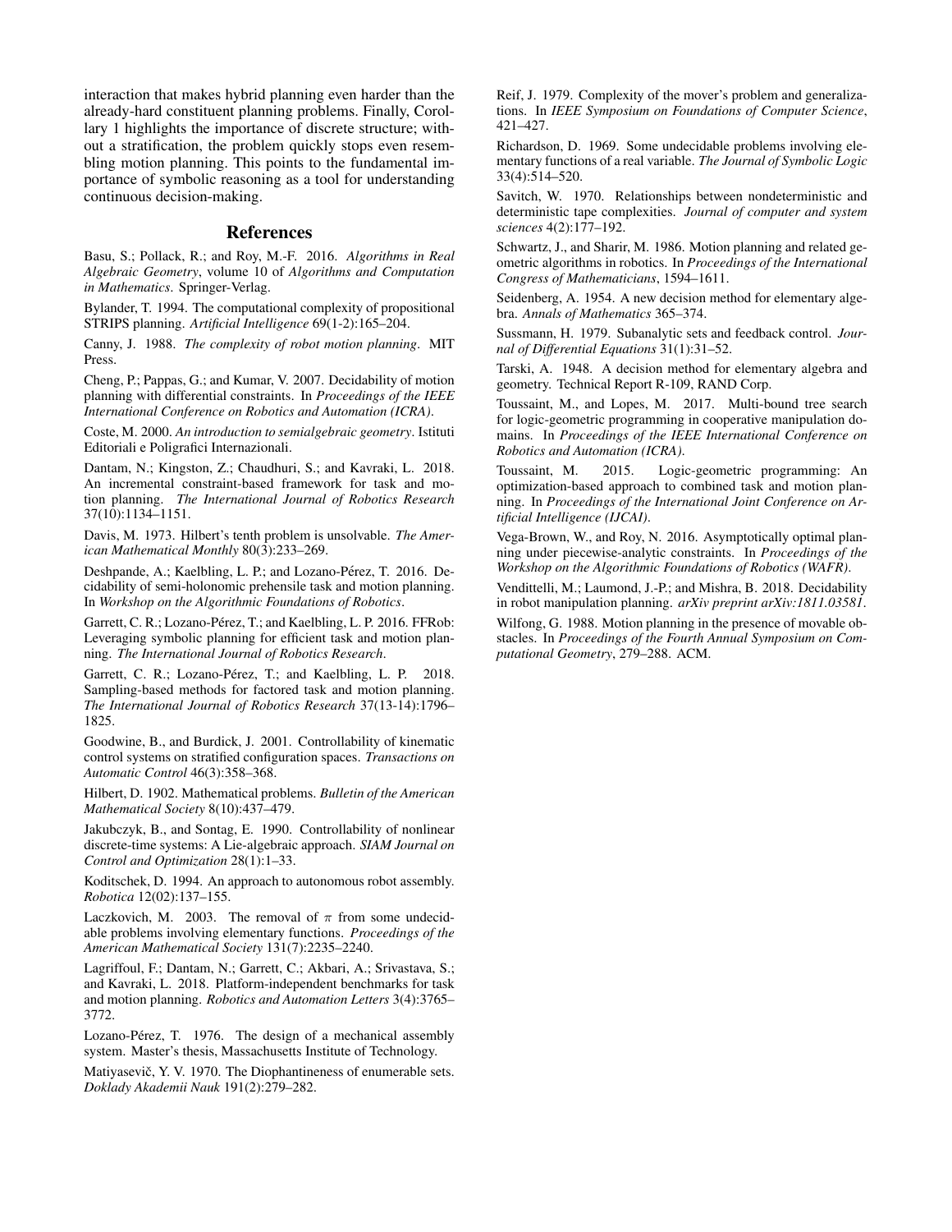interaction that makes hybrid planning even harder than the already-hard constituent planning problems. Finally, Corollary 1 highlights the importance of discrete structure; without a stratification, the problem quickly stops even resembling motion planning. This points to the fundamental importance of symbolic reasoning as a tool for understanding continuous decision-making.

## References

Basu, S.; Pollack, R.; and Roy, M.-F. 2016. *Algorithms in Real Algebraic Geometry*, volume 10 of *Algorithms and Computation in Mathematics*. Springer-Verlag.

Bylander, T. 1994. The computational complexity of propositional STRIPS planning. *Artificial Intelligence* 69(1-2):165–204.

Canny, J. 1988. *The complexity of robot motion planning*. MIT Press.

Cheng, P.; Pappas, G.; and Kumar, V. 2007. Decidability of motion planning with differential constraints. In *Proceedings of the IEEE International Conference on Robotics and Automation (ICRA)*.

Coste, M. 2000. *An introduction to semialgebraic geometry*. Istituti Editoriali e Poligrafici Internazionali.

Dantam, N.; Kingston, Z.; Chaudhuri, S.; and Kavraki, L. 2018. An incremental constraint-based framework for task and motion planning. *The International Journal of Robotics Research* 37(10):1134–1151.

Davis, M. 1973. Hilbert's tenth problem is unsolvable. *The American Mathematical Monthly* 80(3):233–269.

Deshpande, A.; Kaelbling, L. P.; and Lozano-Pérez, T. 2016. Decidability of semi-holonomic prehensile task and motion planning. In *Workshop on the Algorithmic Foundations of Robotics*.

Garrett, C. R.; Lozano-Pérez, T.; and Kaelbling, L. P. 2016. FFRob: Leveraging symbolic planning for efficient task and motion planning. *The International Journal of Robotics Research*.

Garrett, C. R.; Lozano-Pérez, T.; and Kaelbling, L. P. 2018. Sampling-based methods for factored task and motion planning. *The International Journal of Robotics Research* 37(13-14):1796–1825.

Goodwine, B., and Burdick, J. 2001. Controllability of kinematic control systems on stratified configuration spaces. *Transactions on Automatic Control* 46(3):358–368.

Hilbert, D. 1902. Mathematical problems. *Bulletin of the American Mathematical Society* 8(10):437–479.

Jakubczyk, B., and Sontag, E. 1990. Controllability of nonlinear discrete-time systems: A Lie-algebraic approach. *SIAM Journal on Control and Optimization* 28(1):1–33.

Koditschek, D. 1994. An approach to autonomous robot assembly. *Robotica* 12(02):137–155.

Laczkovich, M. 2003. The removal of $\pi$ from some undecidable problems involving elementary functions. *Proceedings of the American Mathematical Society* 131(7):2235–2240.

Lagriffoul, F.; Dantam, N.; Garrett, C.; Akbari, A.; Srivastava, S.; and Kavraki, L. 2018. Platform-independent benchmarks for task and motion planning. *Robotics and Automation Letters* 3(4):3765–3772.

Lozano-Pérez, T. 1976. The design of a mechanical assembly system. Master's thesis, Massachusetts Institute of Technology.

Matiyasevič, Y. V. 1970. The Diophantineness of enumerable sets. *Doklady Akademii Nauk* 191(2):279–282.

Reif, J. 1979. Complexity of the mover's problem and generalizations. In *IEEE Symposium on Foundations of Computer Science*, 421–427.

Richardson, D. 1969. Some undecidable problems involving elementary functions of a real variable. *The Journal of Symbolic Logic* 33(4):514–520.

Savitch, W. 1970. Relationships between nondeterministic and deterministic tape complexities. *Journal of computer and system sciences* 4(2):177–192.

Schwartz, J., and Sharir, M. 1986. Motion planning and related geometric algorithms in robotics. In *Proceedings of the International Congress of Mathematicians*, 1594–1611.

Seidenberg, A. 1954. A new decision method for elementary algebra. *Annals of Mathematics* 365–374.

Sussmann, H. 1979. Subanalytic sets and feedback control. *Journal of Differential Equations* 31(1):31–52.

Tarski, A. 1948. A decision method for elementary algebra and geometry. Technical Report R-109, RAND Corp.

Toussaint, M., and Lopes, M. 2017. Multi-bound tree search for logic-geometric programming in cooperative manipulation domains. In *Proceedings of the IEEE International Conference on Robotics and Automation (ICRA)*.

Toussaint, M. 2015. Logic-geometric programming: An optimization-based approach to combined task and motion planning. In *Proceedings of the International Joint Conference on Artificial Intelligence (IJCAI)*.

Vega-Brown, W., and Roy, N. 2016. Asymptotically optimal planning under piecewise-analytic constraints. In *Proceedings of the Workshop on the Algorithmic Foundations of Robotics (WAFR)*.

Vendittelli, M.; Laumond, J.-P.; and Mishra, B. 2018. Decidability in robot manipulation planning. *arXiv preprint arXiv:1811.03581*.

Wilfong, G. 1988. Motion planning in the presence of movable obstacles. In *Proceedings of the Fourth Annual Symposium on Computational Geometry*, 279–288. ACM.